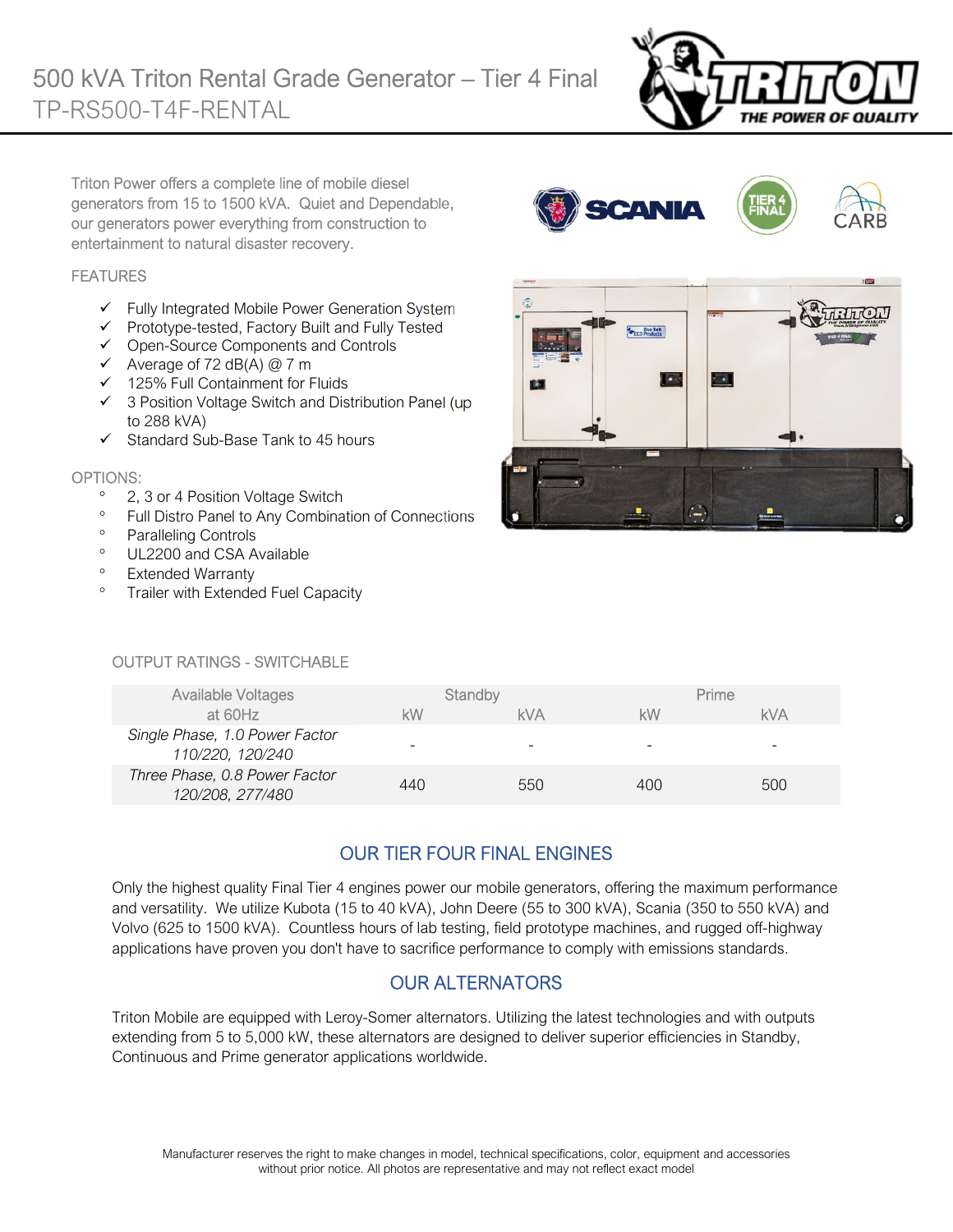# 500 kVA Triton Rental Grade Generator – Tier 4 Final

TP-RS500-T4F-RENTAL

Triton Power offers a complete line of mobile diesel generators from 15 to 1500 kVA. Quiet and Dependable, our generators power everything from construction to entertainment to natural disaster recovery.

## FEATURES

- ✓ Fully Integrated Mobile Power Generation System
- ✓ Prototype-tested, Factory Built and Fully Tested
- ✓ Open-Source Components and Controls
- ✓ Average of 72 dB(A) @ 7 m
- ✓ 125% Full Containment for Fluids
- ✓ 3 Position Voltage Switch and Distribution Panel (up to 288 kVA)
- ✓ Standard Sub-Base Tank to 45 hours

## OPTIONS:

- 2, 3 or 4 Position Voltage Switch
- Full Distro Panel to Any Combination of Connections
- Paralleling Controls
- UL2200 and CSA Available
- Extended Warranty
- Trailer with Extended Fuel Capacity

## OUTPUT RATINGS - SWITCHABLE

| Available Voltages at 60Hz | Standby | | Prime | |
|---|---|---|---|---|
| | kW | kVA | kW | kVA |
| *Single Phase, 1.0 Power Factor 110/220, 120/240* | - | - | - | - |
| *Three Phase, 0.8 Power Factor 120/208, 277/480* | 440 | 550 | 400 | 500 |

## OUR TIER FOUR FINAL ENGINES

Only the highest quality Final Tier 4 engines power our mobile generators, offering the maximum performance and versatility. We utilize Kubota (15 to 40 kVA), John Deere (55 to 300 kVA), Scania (350 to 550 kVA) and Volvo (625 to 1500 kVA). Countless hours of lab testing, field prototype machines, and rugged off-highway applications have proven you don't have to sacrifice performance to comply with emissions standards.

## OUR ALTERNATORS

Triton Mobile are equipped with Leroy-Somer alternators. Utilizing the latest technologies and with outputs extending from 5 to 5,000 kW, these alternators are designed to deliver superior efficiencies in Standby, Continuous and Prime generator applications worldwide.

Manufacturer reserves the right to make changes in model, technical specifications, color, equipment and accessories without prior notice. All photos are representative and may not reflect exact model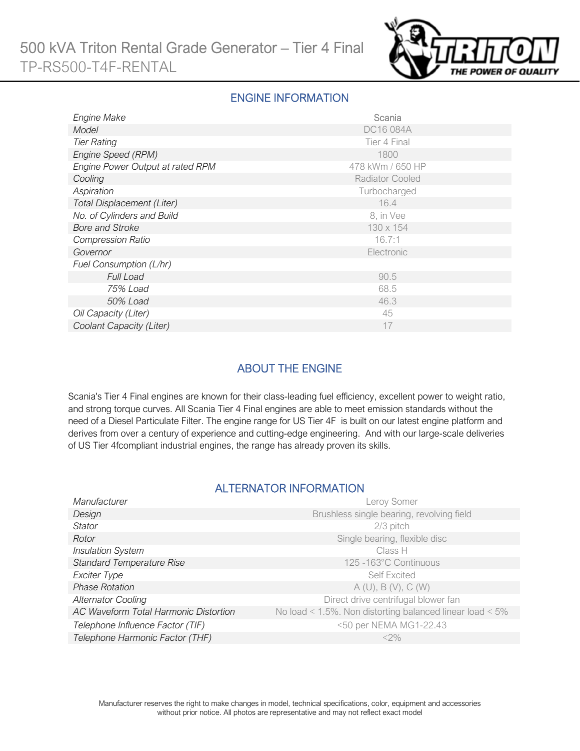# 500 kVA Triton Rental Grade Generator – Tier 4 Final
## TP-RS500-T4F-RENTAL

## ENGINE INFORMATION

| | |
|---|---|
| *Engine Make* | Scania |
| *Model* | DC16 084A |
| *Tier Rating* | Tier 4 Final |
| *Engine Speed (RPM)* | 1800 |
| *Engine Power Output at rated RPM* | 478 kWm / 650 HP |
| *Cooling* | Radiator Cooled |
| *Aspiration* | Turbocharged |
| *Total Displacement (Liter)* | 16.4 |
| *No. of Cylinders and Build* | 8, in Vee |
| *Bore and Stroke* | 130 x 154 |
| *Compression Ratio* | 16.7:1 |
| *Governor* | Electronic |
| *Fuel Consumption (L/hr)* | |
| *Full Load* | 90.5 |
| *75% Load* | 68.5 |
| *50% Load* | 46.3 |
| *Oil Capacity (Liter)* | 45 |
| *Coolant Capacity (Liter)* | 17 |

## ABOUT THE ENGINE

Scania's Tier 4 Final engines are known for their class-leading fuel efficiency, excellent power to weight ratio, and strong torque curves. All Scania Tier 4 Final engines are able to meet emission standards without the need of a Diesel Particulate Filter. The engine range for US Tier 4F is built on our latest engine platform and derives from over a century of experience and cutting-edge engineering. And with our large-scale deliveries of US Tier 4fcompliant industrial engines, the range has already proven its skills.

## ALTERNATOR INFORMATION

| | |
|---|---|
| *Manufacturer* | Leroy Somer |
| *Design* | Brushless single bearing, revolving field |
| *Stator* | 2/3 pitch |
| *Rotor* | Single bearing, flexible disc |
| *Insulation System* | Class H |
| *Standard Temperature Rise* | 125 -163°C Continuous |
| *Exciter Type* | Self Excited |
| *Phase Rotation* | A (U), B (V), C (W) |
| *Alternator Cooling* | Direct drive centrifugal blower fan |
| *AC Waveform Total Harmonic Distortion* | No load < 1.5%. Non distorting balanced linear load < 5% |
| *Telephone Influence Factor (TIF)* | <50 per NEMA MG1-22.43 |
| *Telephone Harmonic Factor (THF)* | <2% |

Manufacturer reserves the right to make changes in model, technical specifications, color, equipment and accessories without prior notice. All photos are representative and may not reflect exact model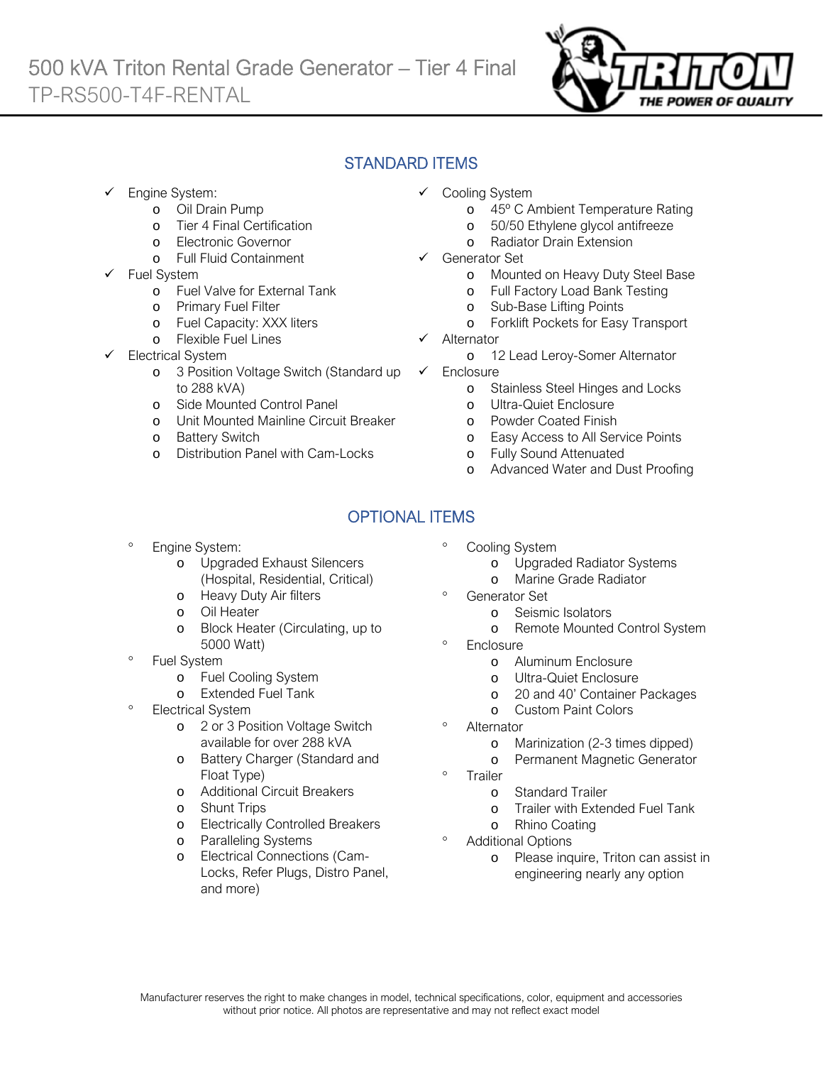# 500 kVA Triton Rental Grade Generator – Tier 4 Final

TP-RS500-T4F-RENTAL

## STANDARD ITEMS

- ✓ Engine System:
  - Oil Drain Pump
  - Tier 4 Final Certification
  - Electronic Governor
  - Full Fluid Containment
- ✓ Fuel System
  - Fuel Valve for External Tank
  - Primary Fuel Filter
  - Fuel Capacity: XXX liters
  - Flexible Fuel Lines
- ✓ Electrical System
  - 3 Position Voltage Switch (Standard up to 288 kVA)
  - Side Mounted Control Panel
  - Unit Mounted Mainline Circuit Breaker
  - Battery Switch
  - Distribution Panel with Cam-Locks
- ✓ Cooling System
  - 45º C Ambient Temperature Rating
  - 50/50 Ethylene glycol antifreeze
  - Radiator Drain Extension
- ✓ Generator Set
  - Mounted on Heavy Duty Steel Base
  - Full Factory Load Bank Testing
  - Sub-Base Lifting Points
  - Forklift Pockets for Easy Transport
- ✓ Alternator
  - 12 Lead Leroy-Somer Alternator
- ✓ Enclosure
  - Stainless Steel Hinges and Locks
  - Ultra-Quiet Enclosure
  - Powder Coated Finish
  - Easy Access to All Service Points
  - Fully Sound Attenuated
  - Advanced Water and Dust Proofing

## OPTIONAL ITEMS

- Engine System:
  - Upgraded Exhaust Silencers (Hospital, Residential, Critical)
  - Heavy Duty Air filters
  - Oil Heater
  - Block Heater (Circulating, up to 5000 Watt)
- Fuel System
  - Fuel Cooling System
  - Extended Fuel Tank
- Electrical System
  - 2 or 3 Position Voltage Switch available for over 288 kVA
  - Battery Charger (Standard and Float Type)
  - Additional Circuit Breakers
  - Shunt Trips
  - Electrically Controlled Breakers
  - Paralleling Systems
  - Electrical Connections (Cam-Locks, Refer Plugs, Distro Panel, and more)
- Cooling System
  - Upgraded Radiator Systems
  - Marine Grade Radiator
- Generator Set
  - Seismic Isolators
  - Remote Mounted Control System
- Enclosure
  - Aluminum Enclosure
  - Ultra-Quiet Enclosure
  - 20 and 40' Container Packages
  - Custom Paint Colors
- Alternator
  - Marinization (2-3 times dipped)
  - Permanent Magnetic Generator
- Trailer
  - Standard Trailer
  - Trailer with Extended Fuel Tank
  - Rhino Coating
- Additional Options
  - Please inquire, Triton can assist in engineering nearly any option

Manufacturer reserves the right to make changes in model, technical specifications, color, equipment and accessories without prior notice. All photos are representative and may not reflect exact model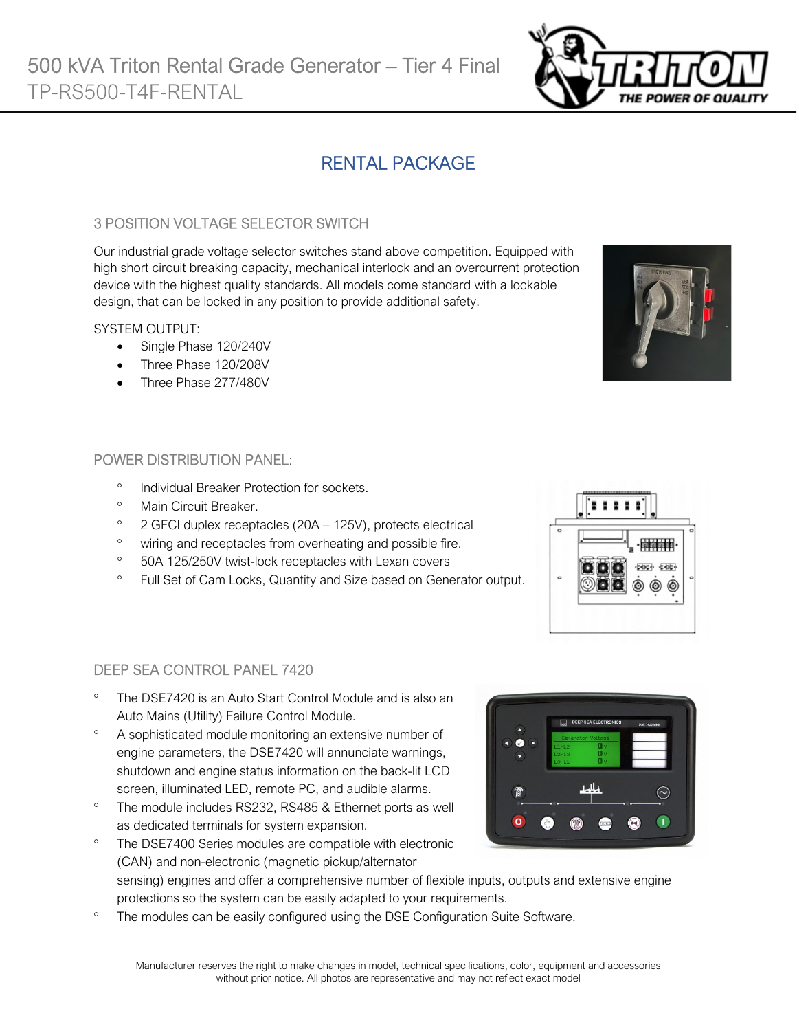# 500 kVA Triton Rental Grade Generator – Tier 4 Final

TP-RS500-T4F-RENTAL

## RENTAL PACKAGE

### 3 POSITION VOLTAGE SELECTOR SWITCH

Our industrial grade voltage selector switches stand above competition. Equipped with high short circuit breaking capacity, mechanical interlock and an overcurrent protection device with the highest quality standards. All models come standard with a lockable design, that can be locked in any position to provide additional safety.

SYSTEM OUTPUT:

- Single Phase 120/240V
- Three Phase 120/208V
- Three Phase 277/480V

### POWER DISTRIBUTION PANEL:

- Individual Breaker Protection for sockets.
- Main Circuit Breaker.
- 2 GFCI duplex receptacles (20A – 125V), protects electrical
- wiring and receptacles from overheating and possible fire.
- 50A 125/250V twist-lock receptacles with Lexan covers
- Full Set of Cam Locks, Quantity and Size based on Generator output.

### DEEP SEA CONTROL PANEL 7420

- The DSE7420 is an Auto Start Control Module and is also an Auto Mains (Utility) Failure Control Module.
- A sophisticated module monitoring an extensive number of engine parameters, the DSE7420 will annunciate warnings, shutdown and engine status information on the back-lit LCD screen, illuminated LED, remote PC, and audible alarms.
- The module includes RS232, RS485 & Ethernet ports as well as dedicated terminals for system expansion.
- The DSE7400 Series modules are compatible with electronic (CAN) and non-electronic (magnetic pickup/alternator sensing) engines and offer a comprehensive number of flexible inputs, outputs and extensive engine protections so the system can be easily adapted to your requirements.
- The modules can be easily configured using the DSE Configuration Suite Software.

Manufacturer reserves the right to make changes in model, technical specifications, color, equipment and accessories without prior notice. All photos are representative and may not reflect exact model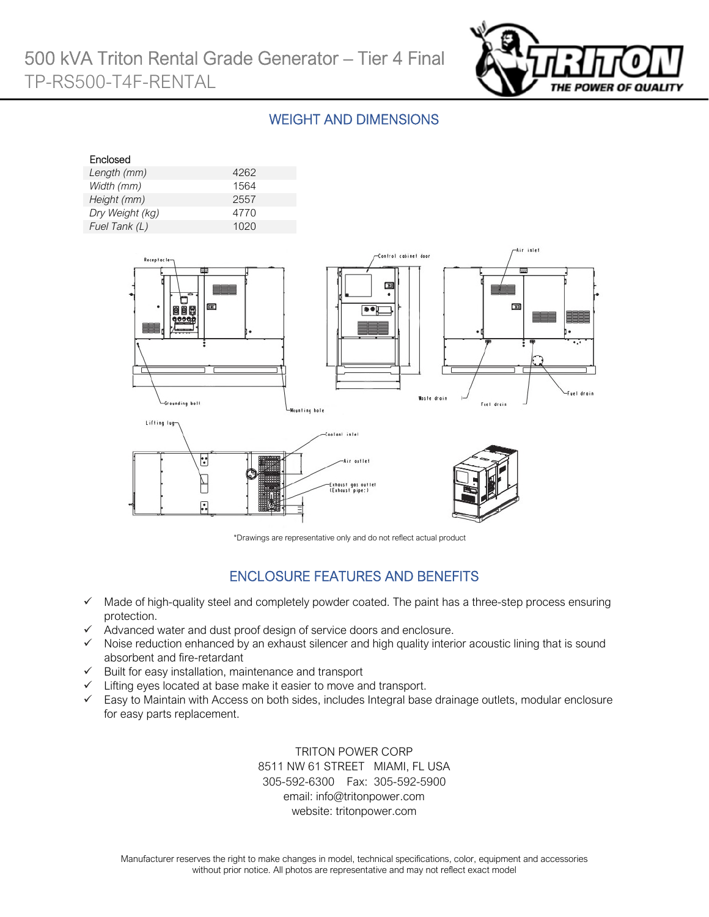# 500 kVA Triton Rental Grade Generator – Tier 4 Final
TP-RS500-T4F-RENTAL

## WEIGHT AND DIMENSIONS

| Enclosed | |
|---|---|
| *Length (mm)* | 4262 |
| *Width (mm)* | 1564 |
| *Height (mm)* | 2557 |
| *Dry Weight (kg)* | 4770 |
| *Fuel Tank (L)* | 1020 |

Receptacle
Control cabinet door
Air inlet
Grounding bolt
Mounting hole
Waste drain
Fuel drain
Fuel drain
Lifting lug
Coolant inlet
Air outlet
Exhaust gas outlet (Exhaust pipe:)

*Drawings are representative only and do not reflect actual product

## ENCLOSURE FEATURES AND BENEFITS

- ✓ Made of high-quality steel and completely powder coated. The paint has a three-step process ensuring protection.
- ✓ Advanced water and dust proof design of service doors and enclosure.
- ✓ Noise reduction enhanced by an exhaust silencer and high quality interior acoustic lining that is sound absorbent and fire-retardant
- ✓ Built for easy installation, maintenance and transport
- ✓ Lifting eyes located at base make it easier to move and transport.
- ✓ Easy to Maintain with Access on both sides, includes Integral base drainage outlets, modular enclosure for easy parts replacement.

TRITON POWER CORP
8511 NW 61 STREET MIAMI, FL USA
305-592-6300 Fax: 305-592-5900
email: info@tritonpower.com
website: tritonpower.com

Manufacturer reserves the right to make changes in model, technical specifications, color, equipment and accessories without prior notice. All photos are representative and may not reflect exact model